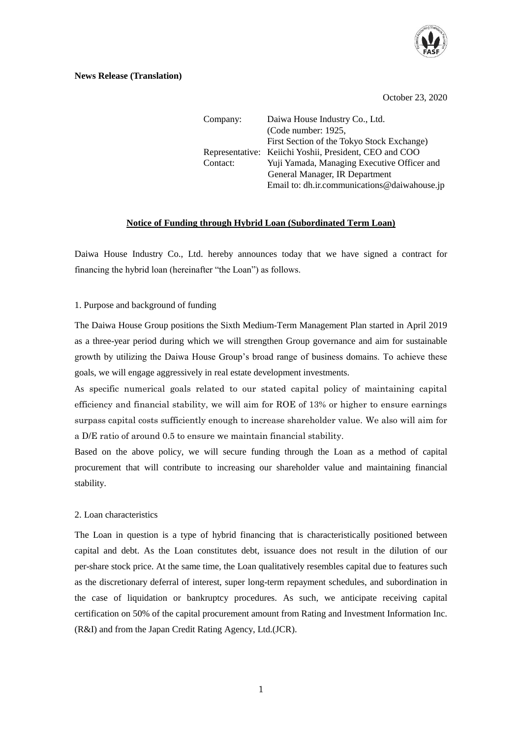**News Release (Translation)**

October 23, 2020

| | |
|---|---|
| Company: | Daiwa House Industry Co., Ltd. (Code number: 1925, First Section of the Tokyo Stock Exchange) |
| Representative: | Keiichi Yoshii, President, CEO and COO |
| Contact: | Yuji Yamada, Managing Executive Officer and General Manager, IR Department Email to: dh.ir.communications@daiwahouse.jp |

## Notice of Funding through Hybrid Loan (Subordinated Term Loan)

Daiwa House Industry Co., Ltd. hereby announces today that we have signed a contract for financing the hybrid loan (hereinafter "the Loan") as follows.

### 1. Purpose and background of funding

The Daiwa House Group positions the Sixth Medium-Term Management Plan started in April 2019 as a three-year period during which we will strengthen Group governance and aim for sustainable growth by utilizing the Daiwa House Group's broad range of business domains. To achieve these goals, we will engage aggressively in real estate development investments.

As specific numerical goals related to our stated capital policy of maintaining capital efficiency and financial stability, we will aim for ROE of 13% or higher to ensure earnings surpass capital costs sufficiently enough to increase shareholder value. We also will aim for a D/E ratio of around 0.5 to ensure we maintain financial stability.

Based on the above policy, we will secure funding through the Loan as a method of capital procurement that will contribute to increasing our shareholder value and maintaining financial stability.

### 2. Loan characteristics

The Loan in question is a type of hybrid financing that is characteristically positioned between capital and debt. As the Loan constitutes debt, issuance does not result in the dilution of our per-share stock price. At the same time, the Loan qualitatively resembles capital due to features such as the discretionary deferral of interest, super long-term repayment schedules, and subordination in the case of liquidation or bankruptcy procedures. As such, we anticipate receiving capital certification on 50% of the capital procurement amount from Rating and Investment Information Inc. (R&I) and from the Japan Credit Rating Agency, Ltd.(JCR).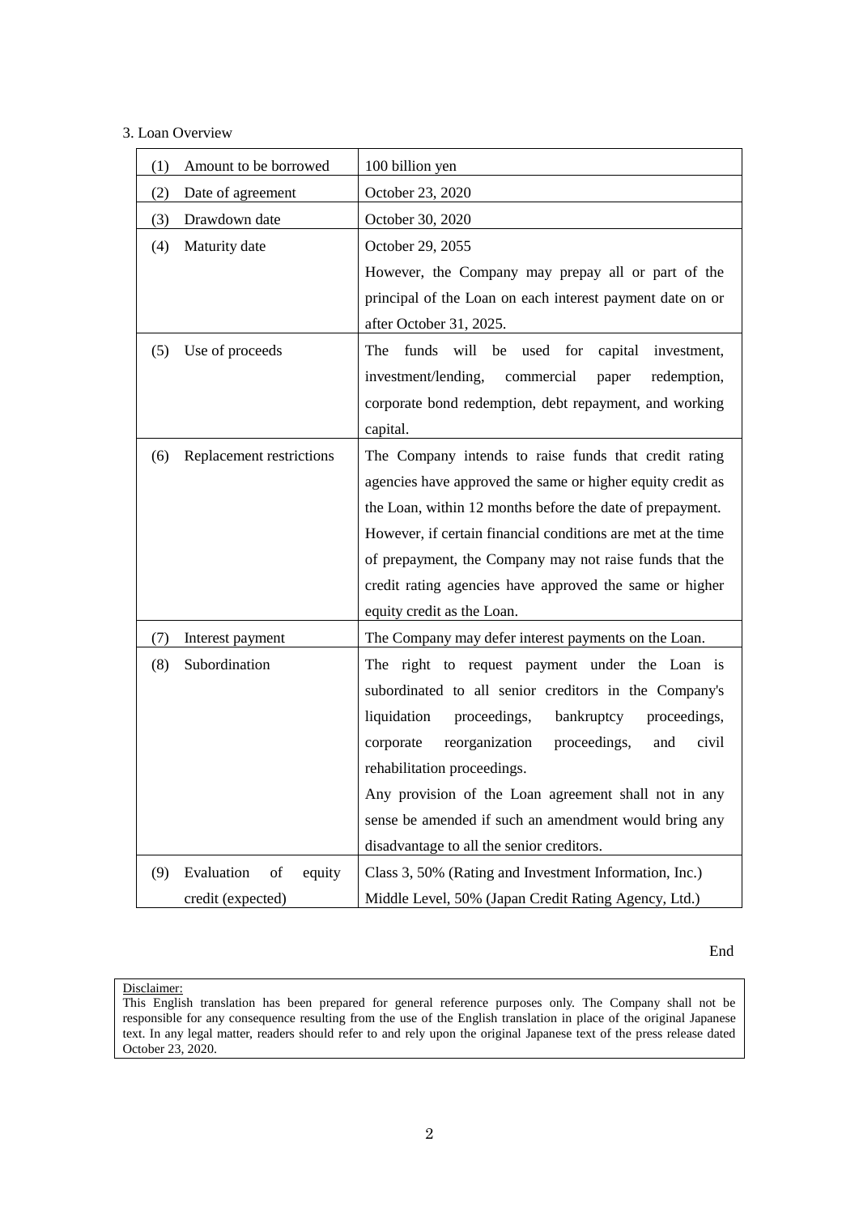3. Loan Overview

| | |
|---|---|
| (1) Amount to be borrowed | 100 billion yen |
| (2) Date of agreement | October 23, 2020 |
| (3) Drawdown date | October 30, 2020 |
| (4) Maturity date | October 29, 2055<br>However, the Company may prepay all or part of the principal of the Loan on each interest payment date on or after October 31, 2025. |
| (5) Use of proceeds | The funds will be used for capital investment, investment/lending, commercial paper redemption, corporate bond redemption, debt repayment, and working capital. |
| (6) Replacement restrictions | The Company intends to raise funds that credit rating agencies have approved the same or higher equity credit as the Loan, within 12 months before the date of prepayment. However, if certain financial conditions are met at the time of prepayment, the Company may not raise funds that the credit rating agencies have approved the same or higher equity credit as the Loan. |
| (7) Interest payment | The Company may defer interest payments on the Loan. |
| (8) Subordination | The right to request payment under the Loan is subordinated to all senior creditors in the Company's liquidation proceedings, bankruptcy proceedings, corporate reorganization proceedings, and civil rehabilitation proceedings.<br>Any provision of the Loan agreement shall not in any sense be amended if such an amendment would bring any disadvantage to all the senior creditors. |
| (9) Evaluation of equity credit (expected) | Class 3, 50% (Rating and Investment Information, Inc.)<br>Middle Level, 50% (Japan Credit Rating Agency, Ltd.) |

End

Disclaimer:
This English translation has been prepared for general reference purposes only. The Company shall not be responsible for any consequence resulting from the use of the English translation in place of the original Japanese text. In any legal matter, readers should refer to and rely upon the original Japanese text of the press release dated October 23, 2020.